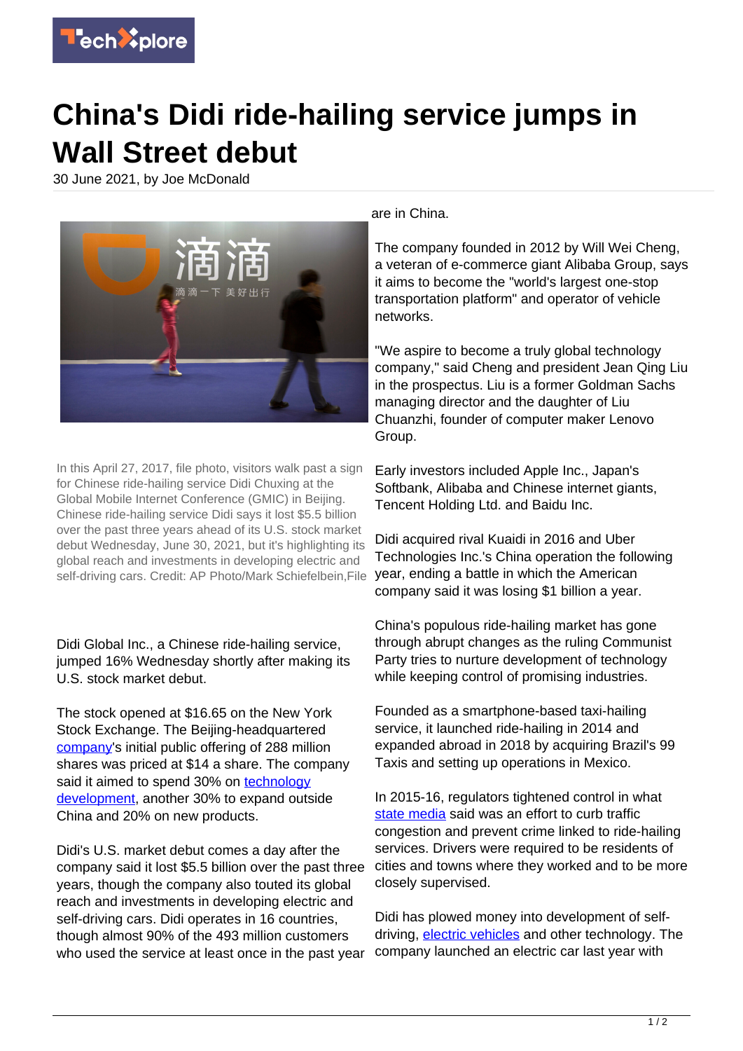# China's Didi ride-hailing service jumps in Wall Street debut

30 June 2021, by Joe McDonald

In this April 27, 2017, file photo, visitors walk past a sign for Chinese ride-hailing service Didi Chuxing at the Global Mobile Internet Conference (GMIC) in Beijing. Chinese ride-hailing service Didi says it lost $5.5 billion over the past three years ahead of its U.S. stock market debut Wednesday, June 30, 2021, but it's highlighting its global reach and investments in developing electric and self-driving cars. Credit: AP Photo/Mark Schiefelbein,File

Didi Global Inc., a Chinese ride-hailing service, jumped 16% Wednesday shortly after making its U.S. stock market debut.

The stock opened at $16.65 on the New York Stock Exchange. The Beijing-headquartered company's initial public offering of 288 million shares was priced at $14 a share. The company said it aimed to spend 30% on technology development, another 30% to expand outside China and 20% on new products.

Didi's U.S. market debut comes a day after the company said it lost $5.5 billion over the past three years, though the company also touted its global reach and investments in developing electric and self-driving cars. Didi operates in 16 countries, though almost 90% of the 493 million customers who used the service at least once in the past year are in China.

The company founded in 2012 by Will Wei Cheng, a veteran of e-commerce giant Alibaba Group, says it aims to become the "world's largest one-stop transportation platform" and operator of vehicle networks.

"We aspire to become a truly global technology company," said Cheng and president Jean Qing Liu in the prospectus. Liu is a former Goldman Sachs managing director and the daughter of Liu Chuanzhi, founder of computer maker Lenovo Group.

Early investors included Apple Inc., Japan's Softbank, Alibaba and Chinese internet giants, Tencent Holding Ltd. and Baidu Inc.

Didi acquired rival Kuaidi in 2016 and Uber Technologies Inc.'s China operation the following year, ending a battle in which the American company said it was losing $1 billion a year.

China's populous ride-hailing market has gone through abrupt changes as the ruling Communist Party tries to nurture development of technology while keeping control of promising industries.

Founded as a smartphone-based taxi-hailing service, it launched ride-hailing in 2014 and expanded abroad in 2018 by acquiring Brazil's 99 Taxis and setting up operations in Mexico.

In 2015-16, regulators tightened control in what state media said was an effort to curb traffic congestion and prevent crime linked to ride-hailing services. Drivers were required to be residents of cities and towns where they worked and to be more closely supervised.

Didi has plowed money into development of self-driving, electric vehicles and other technology. The company launched an electric car last year with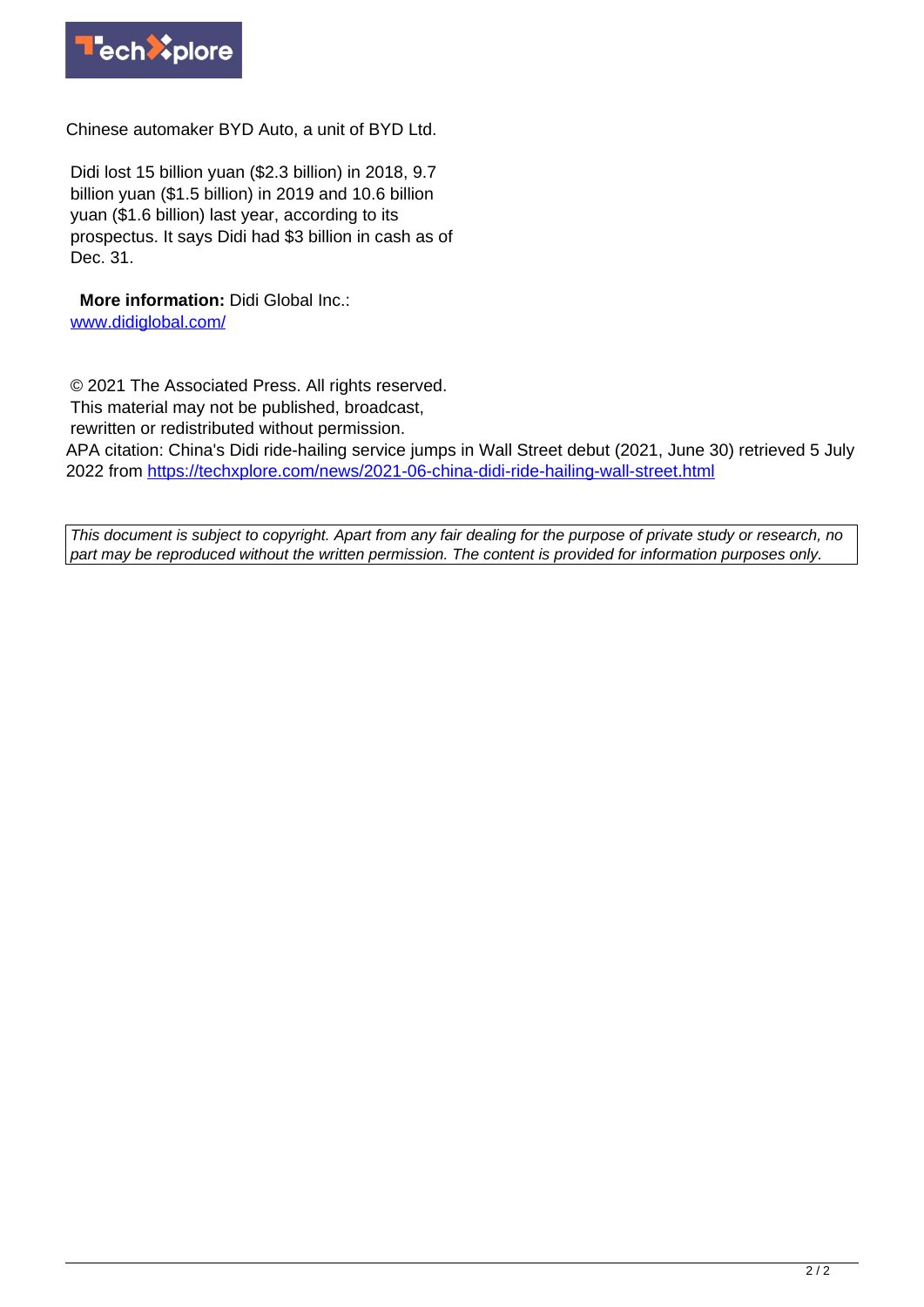Chinese automaker BYD Auto, a unit of BYD Ltd.

Didi lost 15 billion yuan ($2.3 billion) in 2018, 9.7 billion yuan ($1.5 billion) in 2019 and 10.6 billion yuan ($1.6 billion) last year, according to its prospectus. It says Didi had $3 billion in cash as of Dec. 31.

**More information:** Didi Global Inc.: [www.didiglobal.com/](www.didiglobal.com/)

© 2021 The Associated Press. All rights reserved. This material may not be published, broadcast, rewritten or redistributed without permission.

APA citation: China's Didi ride-hailing service jumps in Wall Street debut (2021, June 30) retrieved 5 July 2022 from https://techxplore.com/news/2021-06-china-didi-ride-hailing-wall-street.html

*This document is subject to copyright. Apart from any fair dealing for the purpose of private study or research, no part may be reproduced without the written permission. The content is provided for information purposes only.*